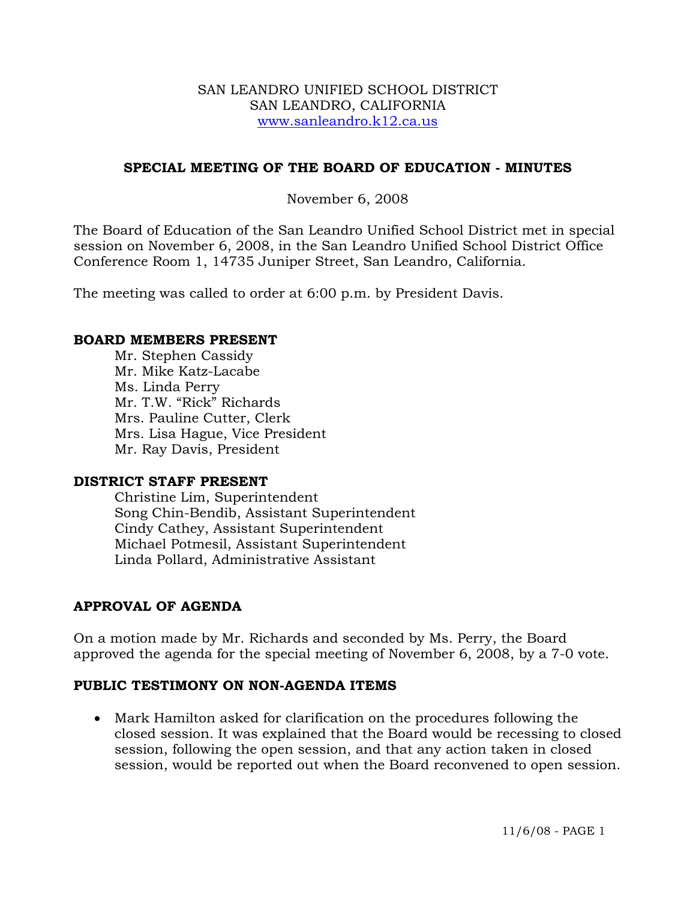SAN LEANDRO UNIFIED SCHOOL DISTRICT
SAN LEANDRO, CALIFORNIA
www.sanleandro.k12.ca.us

# SPECIAL MEETING OF THE BOARD OF EDUCATION - MINUTES

November 6, 2008

The Board of Education of the San Leandro Unified School District met in special session on November 6, 2008, in the San Leandro Unified School District Office Conference Room 1, 14735 Juniper Street, San Leandro, California.

The meeting was called to order at 6:00 p.m. by President Davis.

## BOARD MEMBERS PRESENT

Mr. Stephen Cassidy
Mr. Mike Katz-Lacabe
Ms. Linda Perry
Mr. T.W. "Rick" Richards
Mrs. Pauline Cutter, Clerk
Mrs. Lisa Hague, Vice President
Mr. Ray Davis, President

## DISTRICT STAFF PRESENT

Christine Lim, Superintendent
Song Chin-Bendib, Assistant Superintendent
Cindy Cathey, Assistant Superintendent
Michael Potmesil, Assistant Superintendent
Linda Pollard, Administrative Assistant

## APPROVAL OF AGENDA

On a motion made by Mr. Richards and seconded by Ms. Perry, the Board approved the agenda for the special meeting of November 6, 2008, by a 7-0 vote.

## PUBLIC TESTIMONY ON NON-AGENDA ITEMS

- Mark Hamilton asked for clarification on the procedures following the closed session. It was explained that the Board would be recessing to closed session, following the open session, and that any action taken in closed session, would be reported out when the Board reconvened to open session.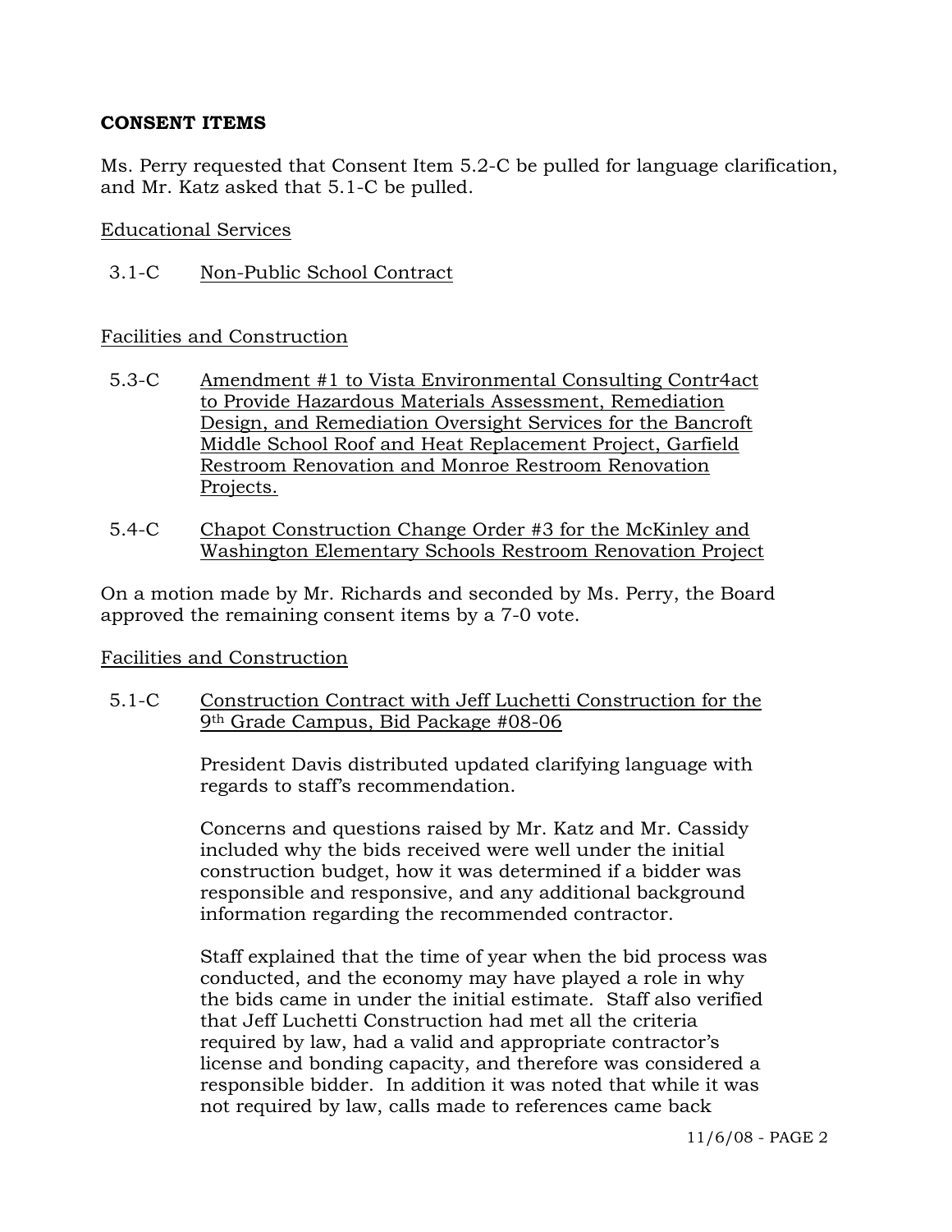## CONSENT ITEMS

Ms. Perry requested that Consent Item 5.2-C be pulled for language clarification, and Mr. Katz asked that 5.1-C be pulled.

Educational Services

3.1-C Non-Public School Contract

Facilities and Construction

5.3-C Amendment #1 to Vista Environmental Consulting Contr4act to Provide Hazardous Materials Assessment, Remediation Design, and Remediation Oversight Services for the Bancroft Middle School Roof and Heat Replacement Project, Garfield Restroom Renovation and Monroe Restroom Renovation Projects.

5.4-C Chapot Construction Change Order #3 for the McKinley and Washington Elementary Schools Restroom Renovation Project

On a motion made by Mr. Richards and seconded by Ms. Perry, the Board approved the remaining consent items by a 7-0 vote.

Facilities and Construction

5.1-C Construction Contract with Jeff Luchetti Construction for the 9th Grade Campus, Bid Package #08-06

President Davis distributed updated clarifying language with regards to staff's recommendation.

Concerns and questions raised by Mr. Katz and Mr. Cassidy included why the bids received were well under the initial construction budget, how it was determined if a bidder was responsible and responsive, and any additional background information regarding the recommended contractor.

Staff explained that the time of year when the bid process was conducted, and the economy may have played a role in why the bids came in under the initial estimate. Staff also verified that Jeff Luchetti Construction had met all the criteria required by law, had a valid and appropriate contractor's license and bonding capacity, and therefore was considered a responsible bidder. In addition it was noted that while it was not required by law, calls made to references came back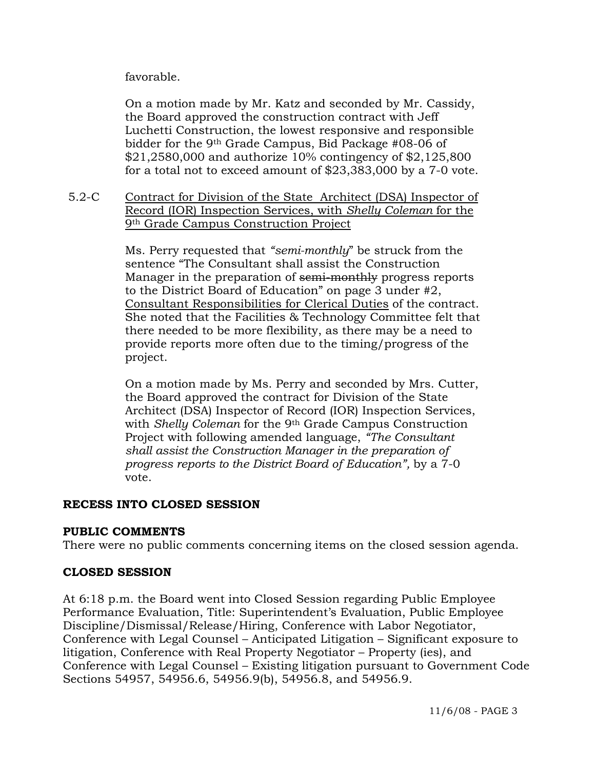favorable.

On a motion made by Mr. Katz and seconded by Mr. Cassidy, the Board approved the construction contract with Jeff Luchetti Construction, the lowest responsive and responsible bidder for the 9th Grade Campus, Bid Package #08-06 of $21,2580,000 and authorize 10% contingency of $2,125,800 for a total not to exceed amount of $23,383,000 by a 7-0 vote.

5.2-C <u>Contract for Division of the State Architect (DSA) Inspector of Record (IOR) Inspection Services, with *Shelly Coleman* for the 9th Grade Campus Construction Project</u>

Ms. Perry requested that *"semi-monthly"* be struck from the sentence "The Consultant shall assist the Construction Manager in the preparation of ~~semi-monthly~~ progress reports to the District Board of Education" on page 3 under #2, <u>Consultant Responsibilities for Clerical Duties</u> of the contract. She noted that the Facilities & Technology Committee felt that there needed to be more flexibility, as there may be a need to provide reports more often due to the timing/progress of the project.

On a motion made by Ms. Perry and seconded by Mrs. Cutter, the Board approved the contract for Division of the State Architect (DSA) Inspector of Record (IOR) Inspection Services, with *Shelly Coleman* for the 9th Grade Campus Construction Project with following amended language, *"The Consultant shall assist the Construction Manager in the preparation of progress reports to the District Board of Education",* by a 7-0 vote.

**RECESS INTO CLOSED SESSION**

**PUBLIC COMMENTS**

There were no public comments concerning items on the closed session agenda.

**CLOSED SESSION**

At 6:18 p.m. the Board went into Closed Session regarding Public Employee Performance Evaluation, Title: Superintendent's Evaluation, Public Employee Discipline/Dismissal/Release/Hiring, Conference with Labor Negotiator, Conference with Legal Counsel – Anticipated Litigation – Significant exposure to litigation, Conference with Real Property Negotiator – Property (ies), and Conference with Legal Counsel – Existing litigation pursuant to Government Code Sections 54957, 54956.6, 54956.9(b), 54956.8, and 54956.9.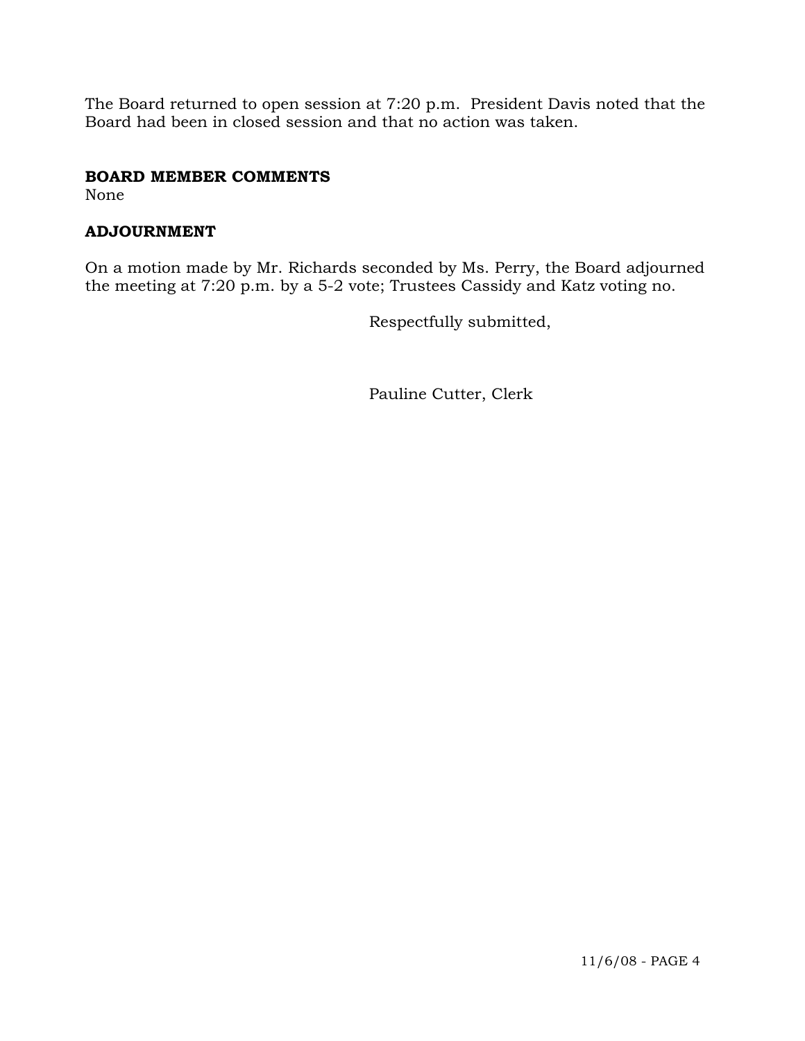The Board returned to open session at 7:20 p.m. President Davis noted that the Board had been in closed session and that no action was taken.

**BOARD MEMBER COMMENTS**

None

**ADJOURNMENT**

On a motion made by Mr. Richards seconded by Ms. Perry, the Board adjourned the meeting at 7:20 p.m. by a 5-2 vote; Trustees Cassidy and Katz voting no.

Respectfully submitted,

Pauline Cutter, Clerk